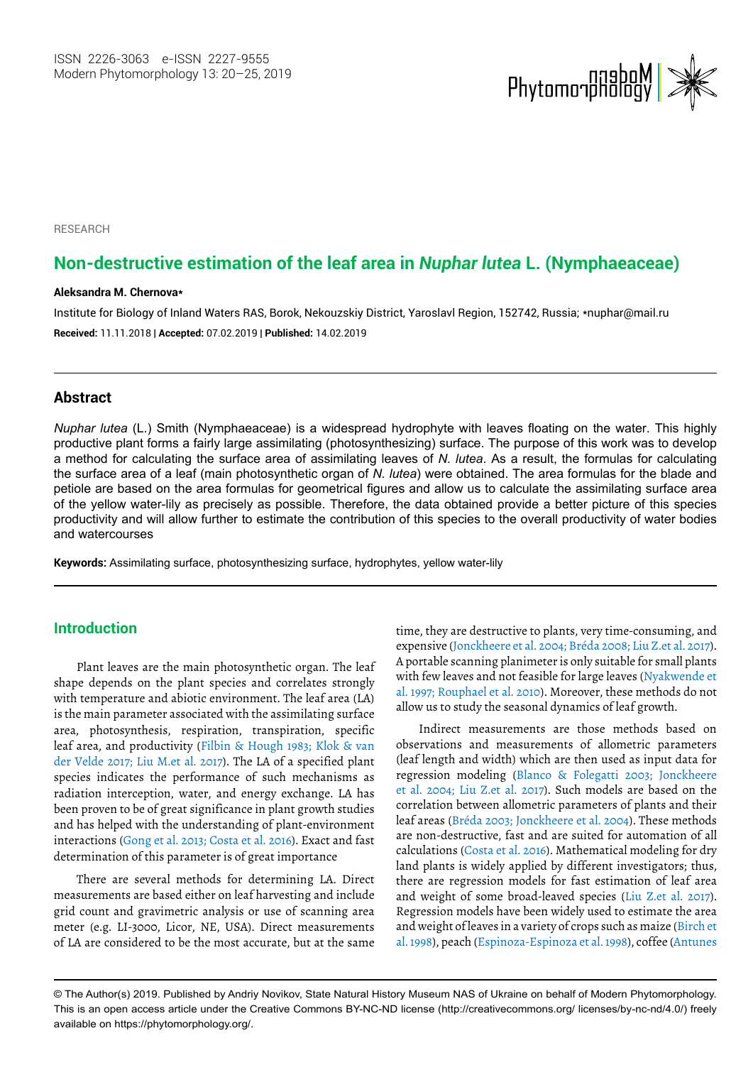RESEARCH

# Non-destructive estimation of the leaf area in *Nuphar lutea* L. (Nymphaeaceae)

**Aleksandra M. Chernova***

Institute for Biology of Inland Waters RAS, Borok, Nekouzskiy District, Yaroslavl Region, 152742, Russia; *nuphar@mail.ru

**Received:** 11.11.2018 | **Accepted:** 07.02.2019 | **Published:** 14.02.2019

## Abstract

*Nuphar lutea* (L.) Smith (Nymphaeaceae) is a widespread hydrophyte with leaves floating on the water. This highly productive plant forms a fairly large assimilating (photosynthesizing) surface. The purpose of this work was to develop a method for calculating the surface area of assimilating leaves of *N. lutea*. As a result, the formulas for calculating the surface area of a leaf (main photosynthetic organ of *N. lutea*) were obtained. The area formulas for the blade and petiole are based on the area formulas for geometrical figures and allow us to calculate the assimilating surface area of the yellow water-lily as precisely as possible. Therefore, the data obtained provide a better picture of this species productivity and will allow further to estimate the contribution of this species to the overall productivity of water bodies and watercourses

**Keywords:** Assimilating surface, photosynthesizing surface, hydrophytes, yellow water-lily

## Introduction

Plant leaves are the main photosynthetic organ. The leaf shape depends on the plant species and correlates strongly with temperature and abiotic environment. The leaf area (LA) is the main parameter associated with the assimilating surface area, photosynthesis, respiration, transpiration, specific leaf area, and productivity (Filbin & Hough 1983; Klok & van der Velde 2017; Liu M.et al. 2017). The LA of a specified plant species indicates the performance of such mechanisms as radiation interception, water, and energy exchange. LA has been proven to be of great significance in plant growth studies and has helped with the understanding of plant-environment interactions (Gong et al. 2013; Costa et al. 2016). Exact and fast determination of this parameter is of great importance

There are several methods for determining LA. Direct measurements are based either on leaf harvesting and include grid count and gravimetric analysis or use of scanning area meter (e.g. LI-3000, Licor, NE, USA). Direct measurements of LA are considered to be the most accurate, but at the same time, they are destructive to plants, very time-consuming, and expensive (Jonckheere et al. 2004; Bréda 2008; Liu Z.et al. 2017). A portable scanning planimeter is only suitable for small plants with few leaves and not feasible for large leaves (Nyakwende et al. 1997; Rouphael et al. 2010). Moreover, these methods do not allow us to study the seasonal dynamics of leaf growth.

Indirect measurements are those methods based on observations and measurements of allometric parameters (leaf length and width) which are then used as input data for regression modeling (Blanco & Folegatti 2003; Jonckheere et al. 2004; Liu Z.et al. 2017). Such models are based on the correlation between allometric parameters of plants and their leaf areas (Bréda 2003; Jonckheere et al. 2004). These methods are non-destructive, fast and are suited for automation of all calculations (Costa et al. 2016). Mathematical modeling for dry land plants is widely applied by different investigators; thus, there are regression models for fast estimation of leaf area and weight of some broad-leaved species (Liu Z.et al. 2017). Regression models have been widely used to estimate the area and weight of leaves in a variety of crops such as maize (Birch et al. 1998), peach (Espinoza-Espinoza et al. 1998), coffee (Antunes

© The Author(s) 2019. Published by Andriy Novikov, State Natural History Museum NAS of Ukraine on behalf of Modern Phytomorphology. This is an open access article under the Creative Commons BY-NC-ND license (http://creativecommons.org/ licenses/by-nc-nd/4.0/) freely available on https://phytomorphology.org/.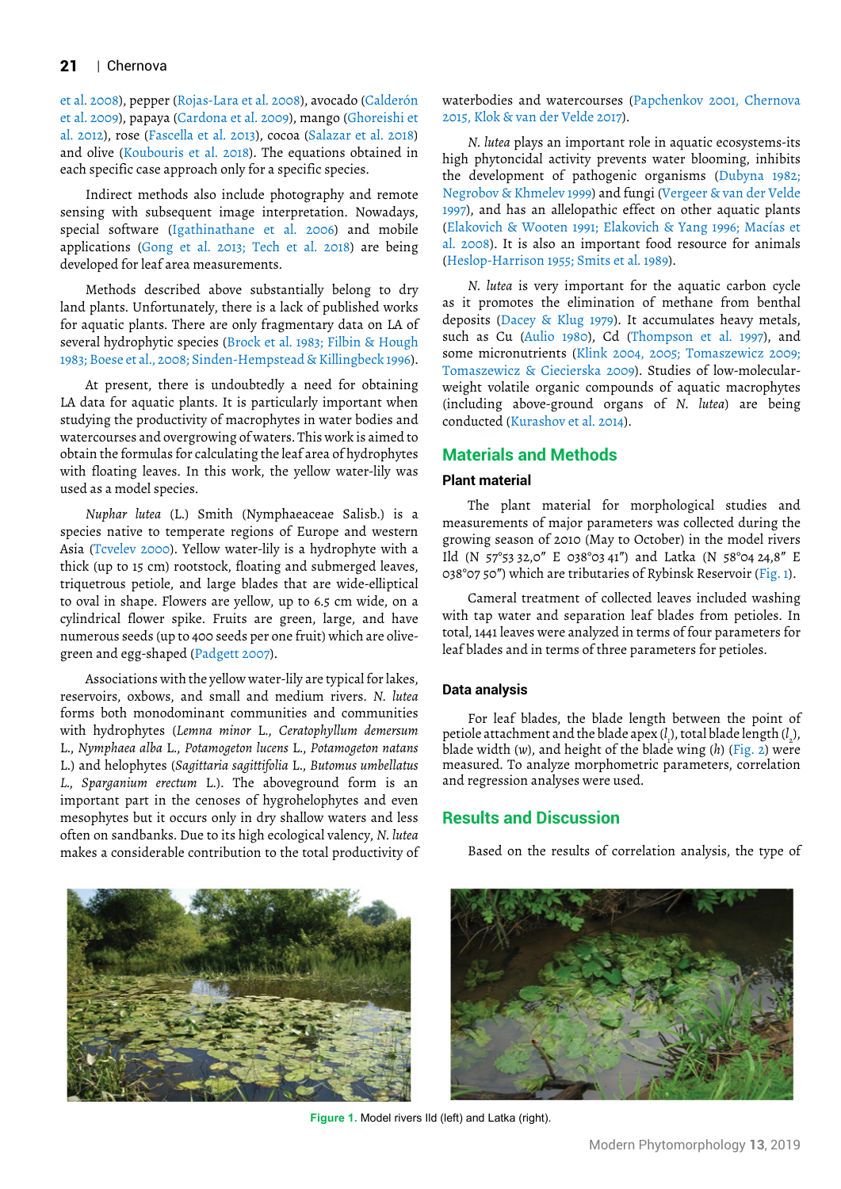et al. 2008), pepper (Rojas-Lara et al. 2008), avocado (Calderón et al. 2009), papaya (Cardona et al. 2009), mango (Ghoreishi et al. 2012), rose (Fascella et al. 2013), cocoa (Salazar et al. 2018) and olive (Koubouris et al. 2018). The equations obtained in each specific case approach only for a specific species.

Indirect methods also include photography and remote sensing with subsequent image interpretation. Nowadays, special software (Igathinathane et al. 2006) and mobile applications (Gong et al. 2013; Tech et al. 2018) are being developed for leaf area measurements.

Methods described above substantially belong to dry land plants. Unfortunately, there is a lack of published works for aquatic plants. There are only fragmentary data on LA of several hydrophytic species (Brock et al. 1983; Filbin & Hough 1983; Boese et al., 2008; Sinden-Hempstead & Killingbeck 1996).

At present, there is undoubtedly a need for obtaining LA data for aquatic plants. It is particularly important when studying the productivity of macrophytes in water bodies and watercourses and overgrowing of waters. This work is aimed to obtain the formulas for calculating the leaf area of hydrophytes with floating leaves. In this work, the yellow water-lily was used as a model species.

*Nuphar lutea* (L.) Smith (Nymphaeaceae Salisb.) is a species native to temperate regions of Europe and western Asia (Tcvelev 2000). Yellow water-lily is a hydrophyte with a thick (up to 15 cm) rootstock, floating and submerged leaves, triquetrous petiole, and large blades that are wide-elliptical to oval in shape. Flowers are yellow, up to 6.5 cm wide, on a cylindrical flower spike. Fruits are green, large, and have numerous seeds (up to 400 seeds per one fruit) which are olive-green and egg-shaped (Padgett 2007).

Associations with the yellow water-lily are typical for lakes, reservoirs, oxbows, and small and medium rivers. *N. lutea* forms both monodominant communities and communities with hydrophytes (*Lemna minor* L., *Ceratophyllum demersum* L., *Nymphaea alba* L., *Potamogeton lucens* L., *Potamogeton natans* L.) and helophytes (*Sagittaria sagittifolia* L., *Butomus umbellatus* L., *Sparganium erectum* L.). The aboveground form is an important part in the cenoses of hygrohelophytes and even mesophytes but it occurs only in dry shallow waters and less often on sandbanks. Due to its high ecological valency, *N. lutea* makes a considerable contribution to the total productivity of waterbodies and watercourses (Papchenkov 2001, Chernova 2015, Klok & van der Velde 2017).

*N. lutea* plays an important role in aquatic ecosystems-its high phytoncidal activity prevents water blooming, inhibits the development of pathogenic organisms (Dubyna 1982; Negrobov & Khmelev 1999) and fungi (Vergeer & van der Velde 1997), and has an allelopathic effect on other aquatic plants (Elakovich & Wooten 1991; Elakovich & Yang 1996; Macías et al. 2008). It is also an important food resource for animals (Heslop-Harrison 1955; Smits et al. 1989).

*N. lutea* is very important for the aquatic carbon cycle as it promotes the elimination of methane from benthal deposits (Dacey & Klug 1979). It accumulates heavy metals, such as Cu (Aulio 1980), Cd (Thompson et al. 1997), and some micronutrients (Klink 2004, 2005; Tomaszewicz 2009; Tomaszewicz & Ciecierska 2009). Studies of low-molecular-weight volatile organic compounds of aquatic macrophytes (including above-ground organs of *N. lutea*) are being conducted (Kurashov et al. 2014).

## Materials and Methods

### Plant material

The plant material for morphological studies and measurements of major parameters was collected during the growing season of 2010 (May to October) in the model rivers Ild (N 57°53 32,0" E 038°03 41") and Latka (N 58°04 24,8" E 038°07 50") which are tributaries of Rybinsk Reservoir (Fig. 1).

Cameral treatment of collected leaves included washing with tap water and separation leaf blades from petioles. In total, 1441 leaves were analyzed in terms of four parameters for leaf blades and in terms of three parameters for petioles.

### Data analysis

For leaf blades, the blade length between the point of petiole attachment and the blade apex ($l_1$), total blade length ($l_2$), blade width ($w$), and height of the blade wing ($h$) (Fig. 2) were measured. To analyze morphometric parameters, correlation and regression analyses were used.

## Results and Discussion

Based on the results of correlation analysis, the type of

**Figure 1.** Model rivers Ild (left) and Latka (right).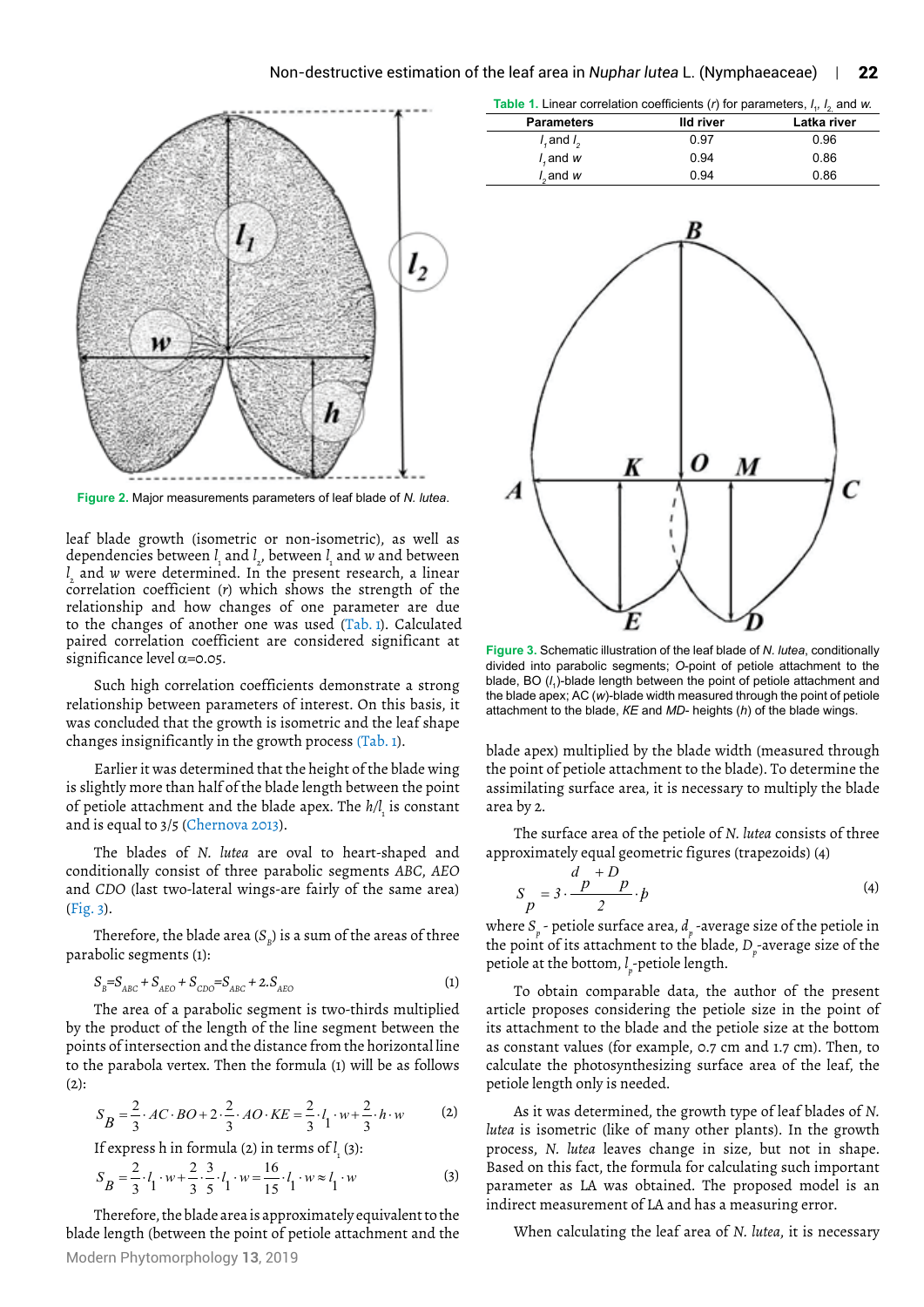Figure 2. Major measurements parameters of leaf blade of *N. lutea*.

leaf blade growth (isometric or non-isometric), as well as dependencies between $l_1$ and $l_2$, between $l_1$ and $w$ and between $l_2$ and $w$ were determined. In the present research, a linear correlation coefficient (*r*) which shows the strength of the relationship and how changes of one parameter are due to the changes of another one was used (Tab. 1). Calculated paired correlation coefficient are considered significant at significance level α=0.05.

Such high correlation coefficients demonstrate a strong relationship between parameters of interest. On this basis, it was concluded that the growth is isometric and the leaf shape changes insignificantly in the growth process (Tab. 1).

Earlier it was determined that the height of the blade wing is slightly more than half of the blade length between the point of petiole attachment and the blade apex. The $h/l_1$ is constant and is equal to 3/5 (Chernova 2013).

The blades of *N. lutea* are oval to heart-shaped and conditionally consist of three parabolic segments *ABC*, *AEO* and *CDO* (last two-lateral wings-are fairly of the same area) (Fig. 3).

Therefore, the blade area ($S_B$) is a sum of the areas of three parabolic segments (1):

$$S_B = S_{ABC} + S_{AEO} + S_{CDO} = S_{ABC} + 2.S_{AEO} \quad (1)$$

The area of a parabolic segment is two-thirds multiplied by the product of the length of the line segment between the points of intersection and the distance from the horizontal line to the parabola vertex. Then the formula (1) will be as follows (2):

$$S_B = \frac{2}{3} \cdot AC \cdot BO + 2 \cdot \frac{2}{3} \cdot AO \cdot KE = \frac{2}{3} \cdot l_1 \cdot w + \frac{2}{3} \cdot h \cdot w \quad (2)$$

If express h in formula (2) in terms of $l_1$ (3):

$$S_B = \frac{2}{3} \cdot l_1 \cdot w + \frac{2}{3} \cdot \frac{3}{5} \cdot l_1 \cdot w = \frac{16}{15} \cdot l_1 \cdot w \approx l_1 \cdot w \quad (3)$$

Therefore, the blade area is approximately equivalent to the blade length (between the point of petiole attachment and the blade apex) multiplied by the blade width (measured through the point of petiole attachment to the blade). To determine the assimilating surface area, it is necessary to multiply the blade area by 2.

Table 1. Linear correlation coefficients (*r*) for parameters, $l_1$, $l_2$ and *w*.

| Parameters | IId river | Latka river |
|---|---|---|
| $l_1$ and $l_2$ | 0.97 | 0.96 |
| $l_1$ and $w$ | 0.94 | 0.86 |
| $l_2$ and $w$ | 0.94 | 0.86 |

Figure 3. Schematic illustration of the leaf blade of *N. lutea*, conditionally divided into parabolic segments; *O*-point of petiole attachment to the blade, BO ($l_1$)-blade length between the point of petiole attachment and the blade apex; AC (*w*)-blade width measured through the point of petiole attachment to the blade, *KE* and *MD*- heights (*h*) of the blade wings.

The surface area of the petiole of *N. lutea* consists of three approximately equal geometric figures (trapezoids) (4)

$$S_p = 3 \cdot \frac{d_p + D_p}{2} \cdot l_p \quad (4)$$

where $S_p$ - petiole surface area, $d_p$ -average size of the petiole in the point of its attachment to the blade, $D_p$-average size of the petiole at the bottom, $l_p$-petiole length.

To obtain comparable data, the author of the present article proposes considering the petiole size in the point of its attachment to the blade and the petiole size at the bottom as constant values (for example, 0.7 cm and 1.7 cm). Then, to calculate the photosynthesizing surface area of the leaf, the petiole length only is needed.

As it was determined, the growth type of leaf blades of *N. lutea* is isometric (like of many other plants). In the growth process, *N. lutea* leaves change in size, but not in shape. Based on this fact, the formula for calculating such important parameter as LA was obtained. The proposed model is an indirect measurement of LA and has a measuring error.

When calculating the leaf area of *N. lutea*, it is necessary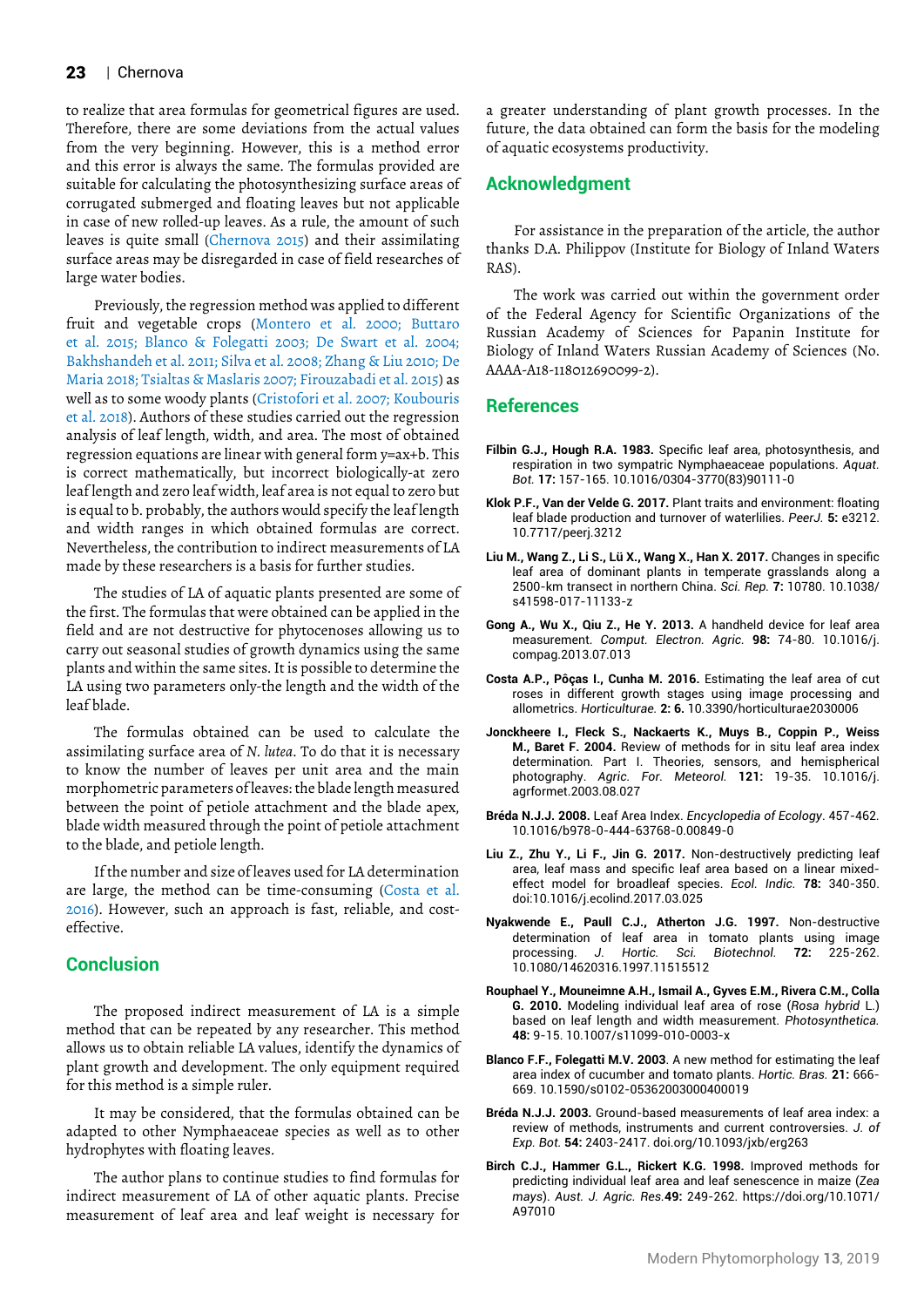to realize that area formulas for geometrical figures are used. Therefore, there are some deviations from the actual values from the very beginning. However, this is a method error and this error is always the same. The formulas provided are suitable for calculating the photosynthesizing surface areas of corrugated submerged and floating leaves but not applicable in case of new rolled-up leaves. As a rule, the amount of such leaves is quite small (Chernova 2015) and their assimilating surface areas may be disregarded in case of field researches of large water bodies.

Previously, the regression method was applied to different fruit and vegetable crops (Montero et al. 2000; Buttaro et al. 2015; Blanco & Folegatti 2003; De Swart et al. 2004; Bakhshandeh et al. 2011; Silva et al. 2008; Zhang & Liu 2010; De Maria 2018; Tsialtas & Maslaris 2007; Firouzabadi et al. 2015) as well as to some woody plants (Cristofori et al. 2007; Koubouris et al. 2018). Authors of these studies carried out the regression analysis of leaf length, width, and area. The most of obtained regression equations are linear with general form y=ax+b. This is correct mathematically, but incorrect biologically-at zero leaf length and zero leaf width, leaf area is not equal to zero but is equal to b. probably, the authors would specify the leaf length and width ranges in which obtained formulas are correct. Nevertheless, the contribution to indirect measurements of LA made by these researchers is a basis for further studies.

The studies of LA of aquatic plants presented are some of the first. The formulas that were obtained can be applied in the field and are not destructive for phytocenoses allowing us to carry out seasonal studies of growth dynamics using the same plants and within the same sites. It is possible to determine the LA using two parameters only-the length and the width of the leaf blade.

The formulas obtained can be used to calculate the assimilating surface area of *N. lutea*. To do that it is necessary to know the number of leaves per unit area and the main morphometric parameters of leaves: the blade length measured between the point of petiole attachment and the blade apex, blade width measured through the point of petiole attachment to the blade, and petiole length.

If the number and size of leaves used for LA determination are large, the method can be time-consuming (Costa et al. 2016). However, such an approach is fast, reliable, and cost-effective.

## Conclusion

The proposed indirect measurement of LA is a simple method that can be repeated by any researcher. This method allows us to obtain reliable LA values, identify the dynamics of plant growth and development. The only equipment required for this method is a simple ruler.

It may be considered, that the formulas obtained can be adapted to other Nymphaeaceae species as well as to other hydrophytes with floating leaves.

The author plans to continue studies to find formulas for indirect measurement of LA of other aquatic plants. Precise measurement of leaf area and leaf weight is necessary for a greater understanding of plant growth processes. In the future, the data obtained can form the basis for the modeling of aquatic ecosystems productivity.

## Acknowledgment

For assistance in the preparation of the article, the author thanks D.A. Philippov (Institute for Biology of Inland Waters RAS).

The work was carried out within the government order of the Federal Agency for Scientific Organizations of the Russian Academy of Sciences for Papanin Institute for Biology of Inland Waters Russian Academy of Sciences (No. AAAA-A18-118012690099-2).

## References

**Filbin G.J., Hough R.A. 1983.** Specific leaf area, photosynthesis, and respiration in two sympatric Nymphaeaceae populations. *Aquat. Bot.* **17:** 157-165. 10.1016/0304-3770(83)90111-0

**Klok P.F., Van der Velde G. 2017.** Plant traits and environment: floating leaf blade production and turnover of waterlilies. *PeerJ.* **5:** e3212. 10.7717/peerj.3212

**Liu M., Wang Z., Li S., Lü X., Wang X., Han X. 2017.** Changes in specific leaf area of dominant plants in temperate grasslands along a 2500-km transect in northern China. *Sci. Rep.* **7:** 10780. 10.1038/s41598-017-11133-z

**Gong A., Wu X., Qiu Z., He Y. 2013.** A handheld device for leaf area measurement. *Comput. Electron. Agric.* **98:** 74-80. 10.1016/j.compag.2013.07.013

**Costa A.P., Pôças I., Cunha M. 2016.** Estimating the leaf area of cut roses in different growth stages using image processing and allometrics. *Horticulturae.* **2: 6.** 10.3390/horticulturae2030006

**Jonckheere I., Fleck S., Nackaerts K., Muys B., Coppin P., Weiss M., Baret F. 2004.** Review of methods for in situ leaf area index determination. Part I. Theories, sensors, and hemispherical photography. *Agric. For. Meteorol.* **121:** 19-35. 10.1016/j.agrformet.2003.08.027

**Bréda N.J.J. 2008.** Leaf Area Index. *Encyclopedia of Ecology*. 457-462. 10.1016/b978-0-444-63768-0.00849-0

**Liu Z., Zhu Y., Li F., Jin G. 2017.** Non-destructively predicting leaf area, leaf mass and specific leaf area based on a linear mixed-effect model for broadleaf species. *Ecol. Indic.* **78:** 340-350. doi:10.1016/j.ecolind.2017.03.025

**Nyakwende E., Paull C.J., Atherton J.G. 1997.** Non-destructive determination of leaf area in tomato plants using image processing. *J. Hortic. Sci. Biotechnol.* **72:** 225-262. 10.1080/14620316.1997.11515512

**Rouphael Y., Mouneimne A.H., Ismail A., Gyves E.M., Rivera C.M., Colla G. 2010.** Modeling individual leaf area of rose (*Rosa hybrid* L.) based on leaf length and width measurement. *Photosynthetica.* **48:** 9-15. 10.1007/s11099-010-0003-x

**Blanco F.F., Folegatti M.V. 2003**. A new method for estimating the leaf area index of cucumber and tomato plants. *Hortic. Bras.* **21:** 666-669. 10.1590/s0102-05362003000400019

**Bréda N.J.J. 2003.** Ground-based measurements of leaf area index: a review of methods, instruments and current controversies. *J. of Exp. Bot.* **54:** 2403-2417. doi.org/10.1093/jxb/erg263

**Birch C.J., Hammer G.L., Rickert K.G. 1998.** Improved methods for predicting individual leaf area and leaf senescence in maize (*Zea mays*). *Aust. J. Agric. Res.***49:** 249-262. https://doi.org/10.1071/A97010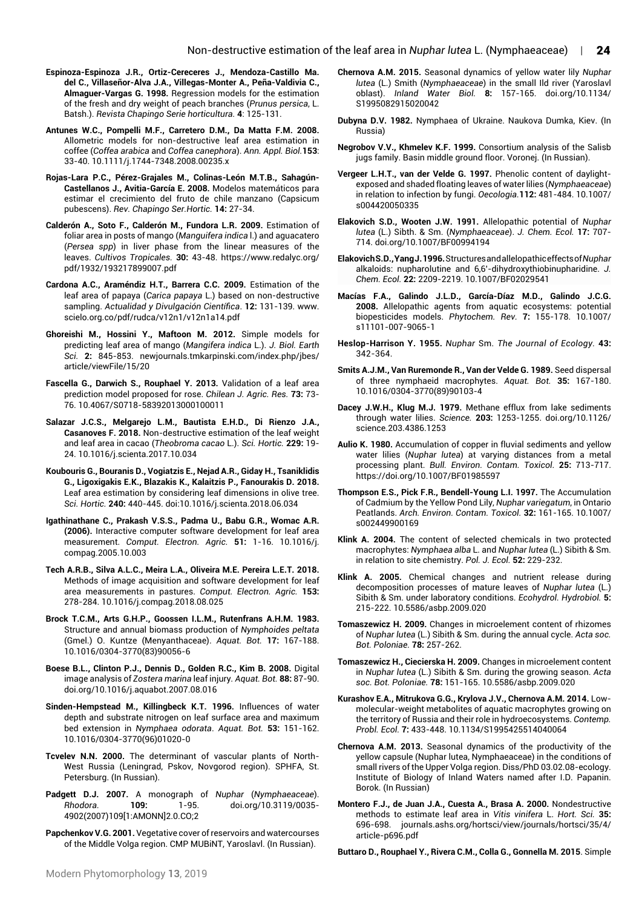**Espinoza-Espinoza J.R., Ortiz-Cereceres J., Mendoza-Castillo Ma. del C., Villaseñor-Alva J.A., Villegas-Monter A., Peña-Valdivia C., Almaguer-Vargas G. 1998.** Regression models for the estimation of the fresh and dry weight of peach branches (*Prunus persica*, L. Batsh.). *Revista Chapingo Serie horticultura.* **4**: 125-131.

**Antunes W.C., Pompelli M.F., Carretero D.M., Da Matta F.M. 2008.** Allometric models for non-destructive leaf area estimation in coffee (*Coffea arabica* and *Coffea canephora*). *Ann. Appl. Biol.***153**: 33-40. 10.1111/j.1744-7348.2008.00235.x

**Rojas-Lara P.C., Pérez-Grajales M., Colinas-León M.T.B., Sahagún-Castellanos J., Avitia-García E. 2008.** Modelos matemáticos para estimar el crecimiento del fruto de chile manzano (Capsicum pubescens). *Rev. Chapingo Ser.Hortic.* **14:** 27-34.

**Calderón A., Soto F., Calderón M., Fundora L.R. 2009.** Estimation of foliar area in posts of mango (*Manguifera indica* l.) and aguacatero (*Persea spp*) in liver phase from the linear measures of the leaves. *Cultivos Tropicales.* **30:** 43-48. https://www.redalyc.org/pdf/1932/193217899007.pdf

**Cardona A.C., Araméndiz H.T., Barrera C.C. 2009.** Estimation of the leaf area of papaya (*Carica papaya* L.) based on non-destructive sampling. *Actualidad y Divulgación Científica*. **12:** 131-139. www.scielo.org.co/pdf/rudca/v12n1/v12n1a14.pdf

**Ghoreishi M., Hossini Y., Maftoon M. 2012.** Simple models for predicting leaf area of mango (*Mangifera indica* L.). *J. Biol. Earth Sci.* **2:** 845-853. newjournals.tmkarpinski.com/index.php/jbes/article/viewFile/15/20

**Fascella G., Darwich S., Rouphael Y. 2013.** Validation of a leaf area prediction model proposed for rose. *Chilean J. Agric. Res.* **73:** 73-76. 10.4067/S0718-58392013000100011

**Salazar J.C.S., Melgarejo L.M., Bautista E.H.D., Di Rienzo J.A., Casanoves F. 2018.** Non-destructive estimation of the leaf weight and leaf area in cacao (*Theobroma cacao* L.). *Sci. Hortic.* **229:** 19-24. 10.1016/j.scienta.2017.10.034

**Koubouris G., Bouranis D., Vogiatzis E., Nejad A.R., Giday H., Tsaniklidis G., Ligoxigakis E.K., Blazakis K., Kalaitzis P., Fanourakis D. 2018.** Leaf area estimation by considering leaf dimensions in olive tree. *Sci. Hortic.* **240:** 440-445. doi:10.1016/j.scienta.2018.06.034

**Igathinathane C., Prakash V.S.S., Padma U., Babu G.R., Womac A.R. (2006).** Interactive computer software development for leaf area measurement. *Comput. Electron. Agric.* **51:** 1-16. 10.1016/j.compag.2005.10.003

**Tech A.R.B., Silva A.L.C., Meira L.A., Oliveira M.E. Pereira L.E.T. 2018.** Methods of image acquisition and software development for leaf area measurements in pastures. *Comput. Electron. Agric.* **153:** 278-284. 10.1016/j.compag.2018.08.025

**Brock T.C.M., Arts G.H.P., Goossen I.L.M., Rutenfrans A.H.M. 1983.** Structure and annual biomass production of *Nymphoides peltata* (Gmel.) O. Kuntze (Menyanthaceae). *Aquat. Bot.* **17:** 167-188. 10.1016/0304-3770(83)90056-6

**Boese B.L., Clinton P.J., Dennis D., Golden R.C., Kim B. 2008.** Digital image analysis of *Zostera marina* leaf injury. *Aquat. Bot.* **88:** 87-90. doi.org/10.1016/j.aquabot.2007.08.016

**Sinden-Hempstead M., Killingbeck K.T. 1996.** Influences of water depth and substrate nitrogen on leaf surface area and maximum bed extension in *Nymphaea odorata*. *Aquat. Bot.* **53:** 151-162. 10.1016/0304-3770(96)01020-0

**Tcvelev N.N. 2000.** The determinant of vascular plants of North-West Russia (Leningrad, Pskov, Novgorod region). SPHFA, St. Petersburg. (In Russian).

**Padgett D.J. 2007.** A monograph of *Nuphar* (*Nymphaeaceae*). *Rhodora.* **109:** 1-95. doi.org/10.3119/0035-4902(2007)109[1:AMONN]2.0.CO;2

**Papchenkov V.G. 2001.** Vegetative cover of reservoirs and watercourses of the Middle Volga region. CMP MUBiNT, Yaroslavl. (In Russian).

**Chernova A.M. 2015.** Seasonal dynamics of yellow water lily *Nuphar lutea* (L.) Smith (*Nymphaeaceae*) in the small Ild river (Yaroslavl oblast). *Inland Water Biol.* **8:** 157-165. doi.org/10.1134/S1995082915020042

**Dubyna D.V. 1982.** Nymphaea of Ukraine. Naukova Dumka, Kiev. (In Russia)

**Negrobov V.V., Khmelev K.F. 1999.** Consortium analysis of the Salisb jugs family. Basin middle ground floor. Voronej. (In Russian).

**Vergeer L.H.T., van der Velde G. 1997.** Phenolic content of daylight-exposed and shaded floating leaves of water lilies (*Nymphaeaceae*) in relation to infection by fungi. *Oecologia.***112:** 481-484. 10.1007/s004420050335

**Elakovich S.D., Wooten J.W. 1991.** Allelopathic potential of *Nuphar lutea* (L.) Sibth. & Sm. (*Nymphaeaceae*). *J. Chem. Ecol.* **17:** 707-714. doi.org/10.1007/BF00994194

**Elakovich S.D., Yang J. 1996.** Structures and allelopathic effects of *Nuphar* alkaloids: nupharolutine and 6,6'-dihydroxythiobinupharidine. *J. Chem. Ecol.* **22:** 2209-2219. 10.1007/BF02029541

**Macías F.A., Galindo J.L.D., García-Díaz M.D., Galindo J.C.G. 2008.** Allelopathic agents from aquatic ecosystems: potential biopesticides models. *Phytochem. Rev.* **7:** 155-178. 10.1007/s11101-007-9065-1

**Heslop-Harrison Y. 1955.** *Nuphar* Sm. *The Journal of Ecology.* **43:** 342-364.

**Smits A.J.M., Van Ruremonde R., Van der Velde G. 1989.** Seed dispersal of three nymphaeid macrophytes. *Aquat. Bot.* **35:** 167-180. 10.1016/0304-3770(89)90103-4

**Dacey J.W.H., Klug M.J. 1979.** Methane efflux from lake sediments through water lilies. *Science.* **203:** 1253-1255. doi.org/10.1126/science.203.4386.1253

**Aulio K. 1980.** Accumulation of copper in fluvial sediments and yellow water lilies (*Nuphar lutea*) at varying distances from a metal processing plant. *Bull. Environ. Contam. Toxicol.* **25:** 713-717. https://doi.org/10.1007/BF01985597

**Thompson E.S., Pick F.R., Bendell-Young L.I. 1997.** The Accumulation of Cadmium by the Yellow Pond Lily, *Nuphar variegatum*, in Ontario Peatlands. *Arch. Environ. Contam. Toxicol.* **32:** 161-165. 10.1007/s002449900169

**Klink A. 2004.** The content of selected chemicals in two protected macrophytes: *Nymphaea alba* L. and *Nuphar lutea* (L.) Sibith & Sm. in relation to site chemistry. *Pol. J. Ecol.* **52:** 229-232.

**Klink A. 2005.** Chemical changes and nutrient release during decomposition processes of mature leaves of *Nuphar lutea* (L.) Sibith & Sm. under laboratory conditions. *Ecohydrol. Hydrobiol.* **5:** 215-222. 10.5586/asbp.2009.020

**Tomaszewicz H. 2009.** Changes in microelement content of rhizomes of *Nuphar lutea* (L.) Sibith & Sm. during the annual cycle. *Acta soc. Bot. Poloniae.* **78:** 257-262.

**Tomaszewicz H., Ciecierska H. 2009.** Changes in microelement content in *Nuphar lutea* (L.) Sibith & Sm. during the growing season. *Acta soc. Bot. Poloniae.* **78:** 151-165. 10.5586/asbp.2009.020

**Kurashov E.A., Mitrukova G.G., Krylova J.V., Chernova A.M. 2014.** Low-molecular-weight metabolites of aquatic macrophytes growing on the territory of Russia and their role in hydroecosystems. *Contemp. Probl. Ecol.* **7:** 433-448. 10.1134/S1995425514040064

**Chernova A.M. 2013.** Seasonal dynamics of the productivity of the yellow capsule (Nuphar lutea, Nymphaeaceae) in the conditions of small rivers of the Upper Volga region. Diss/PhD 03.02.08-ecology. Institute of Biology of Inland Waters named after I.D. Papanin. Borok. (In Russian)

**Montero F.J., de Juan J.A., Cuesta A., Brasa A. 2000.** Nondestructive methods to estimate leaf area in *Vitis vinifera* L. *Hort. Sci.* **35:** 696-698. journals.ashs.org/hortsci/view/journals/hortsci/35/4/article-p696.pdf

**Buttaro D., Rouphael Y., Rivera C.M., Colla G., Gonnella M. 2015**. Simple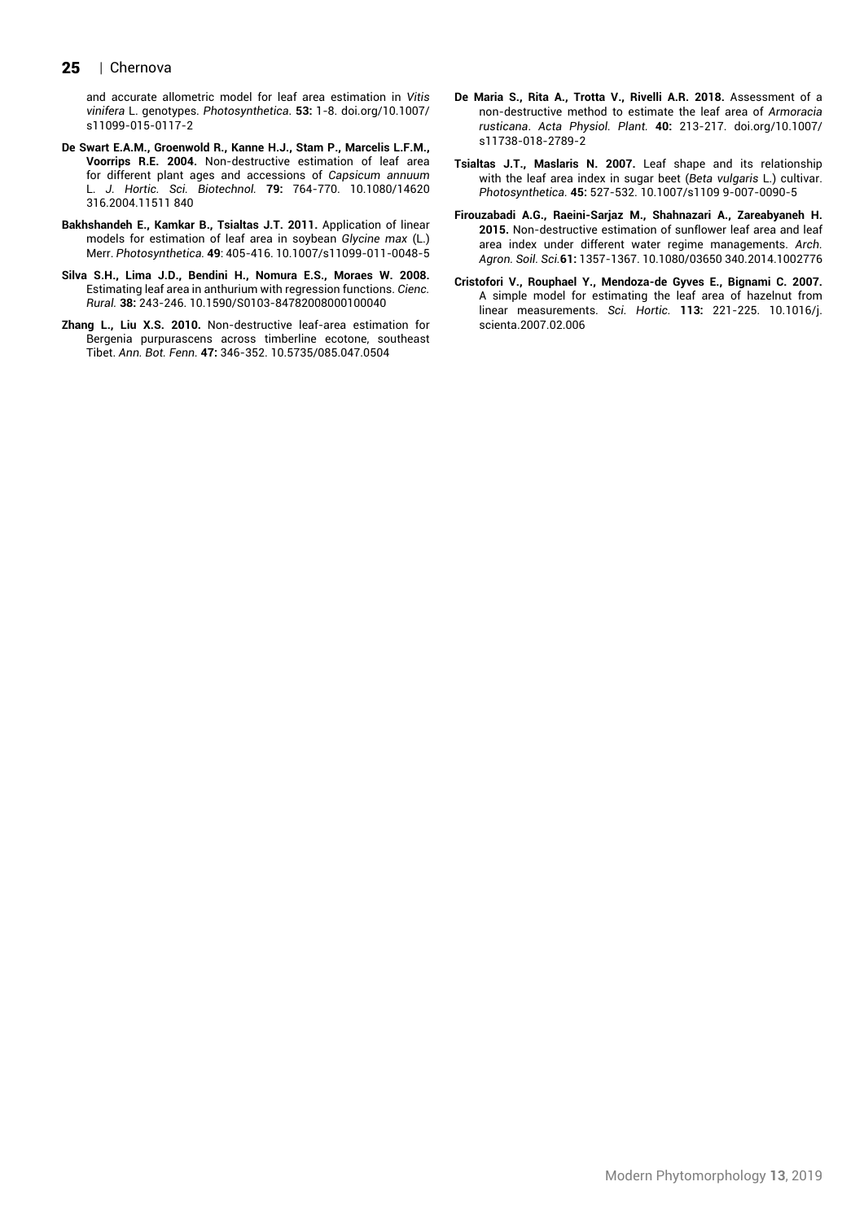and accurate allometric model for leaf area estimation in *Vitis vinifera* L. genotypes. *Photosynthetica*. **53:** 1-8. doi.org/10.1007/s11099-015-0117-2

**De Swart E.A.M., Groenwold R., Kanne H.J., Stam P., Marcelis L.F.M., Voorrips R.E. 2004.** Non-destructive estimation of leaf area for different plant ages and accessions of *Capsicum annuum* L. *J. Hortic. Sci. Biotechnol.* **79:** 764-770. 10.1080/14620316.2004.11511 840

**Bakhshandeh E., Kamkar B., Tsialtas J.T. 2011.** Application of linear models for estimation of leaf area in soybean *Glycine max* (L.) Merr. *Photosynthetica*. **49**: 405-416. 10.1007/s11099-011-0048-5

**Silva S.H., Lima J.D., Bendini H., Nomura E.S., Moraes W. 2008.** Estimating leaf area in anthurium with regression functions. *Cienc. Rural.* **38:** 243-246. 10.1590/S0103-84782008000100040

**Zhang L., Liu X.S. 2010.** Non-destructive leaf-area estimation for Bergenia purpurascens across timberline ecotone, southeast Tibet. *Ann. Bot. Fenn.* **47:** 346-352. 10.5735/085.047.0504

**De Maria S., Rita A., Trotta V., Rivelli A.R. 2018.** Assessment of a non-destructive method to estimate the leaf area of *Armoracia rusticana*. *Acta Physiol. Plant.* **40:** 213-217. doi.org/10.1007/s11738-018-2789-2

**Tsialtas J.T., Maslaris N. 2007.** Leaf shape and its relationship with the leaf area index in sugar beet (*Beta vulgaris* L.) cultivar. *Photosynthetica*. **45:** 527-532. 10.1007/s1109 9-007-0090-5

**Firouzabadi A.G., Raeini-Sarjaz M., Shahnazari A., Zareabyaneh H. 2015.** Non-destructive estimation of sunflower leaf area and leaf area index under different water regime managements. *Arch. Agron. Soil. Sci.***61:** 1357-1367. 10.1080/03650 340.2014.1002776

**Cristofori V., Rouphael Y., Mendoza-de Gyves E., Bignami C. 2007.** A simple model for estimating the leaf area of hazelnut from linear measurements. *Sci. Hortic.* **113:** 221-225. 10.1016/j.scienta.2007.02.006